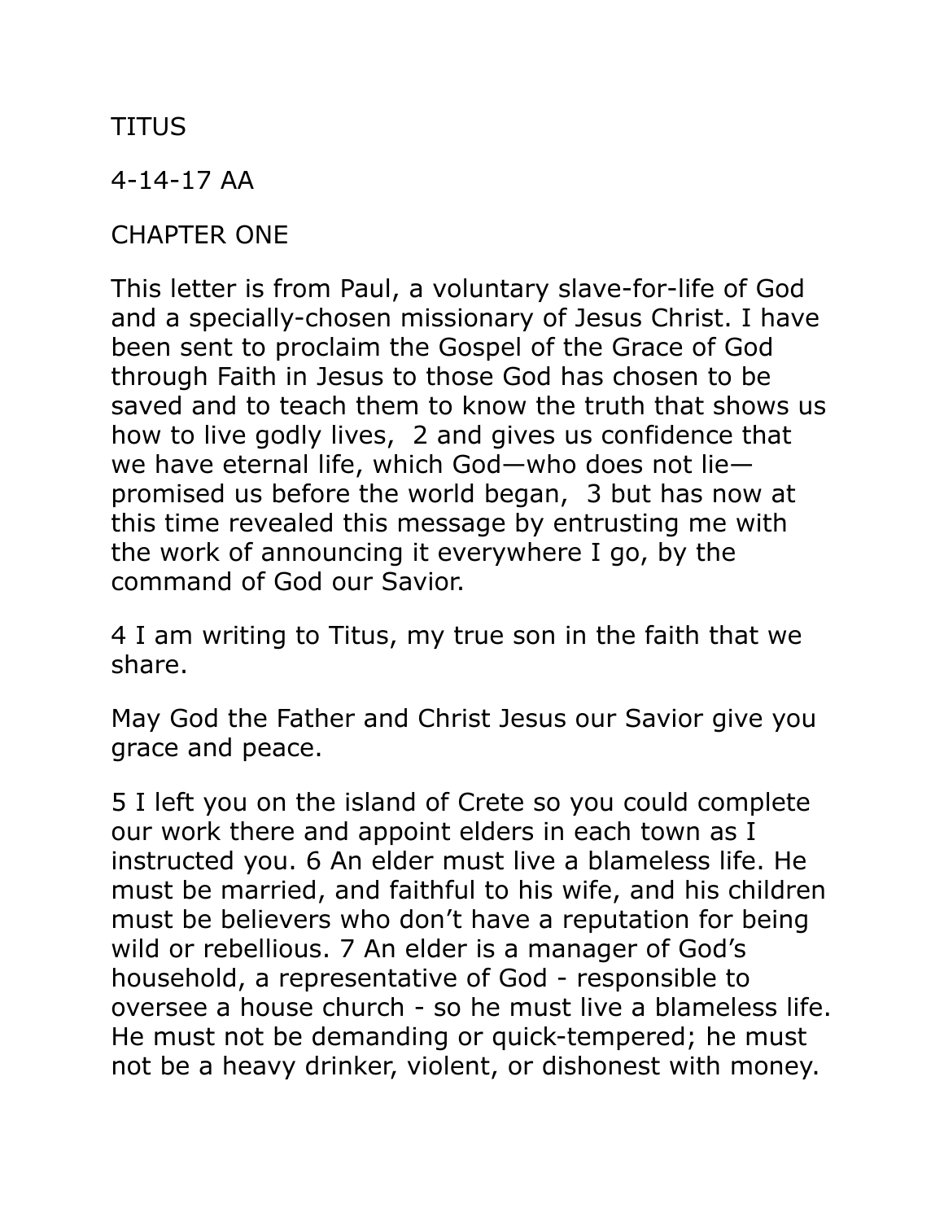# TITUS

4-14-17 AA

## CHAPTER ONE

This letter is from Paul, a voluntary slave-for-life of God and a specially-chosen missionary of Jesus Christ. I have been sent to proclaim the Gospel of the Grace of God through Faith in Jesus to those God has chosen to be saved and to teach them to know the truth that shows us how to live godly lives, 2 and gives us confidence that we have eternal life, which God—who does not lie—promised us before the world began, 3 but has now at this time revealed this message by entrusting me with the work of announcing it everywhere I go, by the command of God our Savior.

4 I am writing to Titus, my true son in the faith that we share.

May God the Father and Christ Jesus our Savior give you grace and peace.

5 I left you on the island of Crete so you could complete our work there and appoint elders in each town as I instructed you. 6 An elder must live a blameless life. He must be married, and faithful to his wife, and his children must be believers who don't have a reputation for being wild or rebellious. 7 An elder is a manager of God's household, a representative of God - responsible to oversee a house church - so he must live a blameless life. He must not be demanding or quick-tempered; he must not be a heavy drinker, violent, or dishonest with money.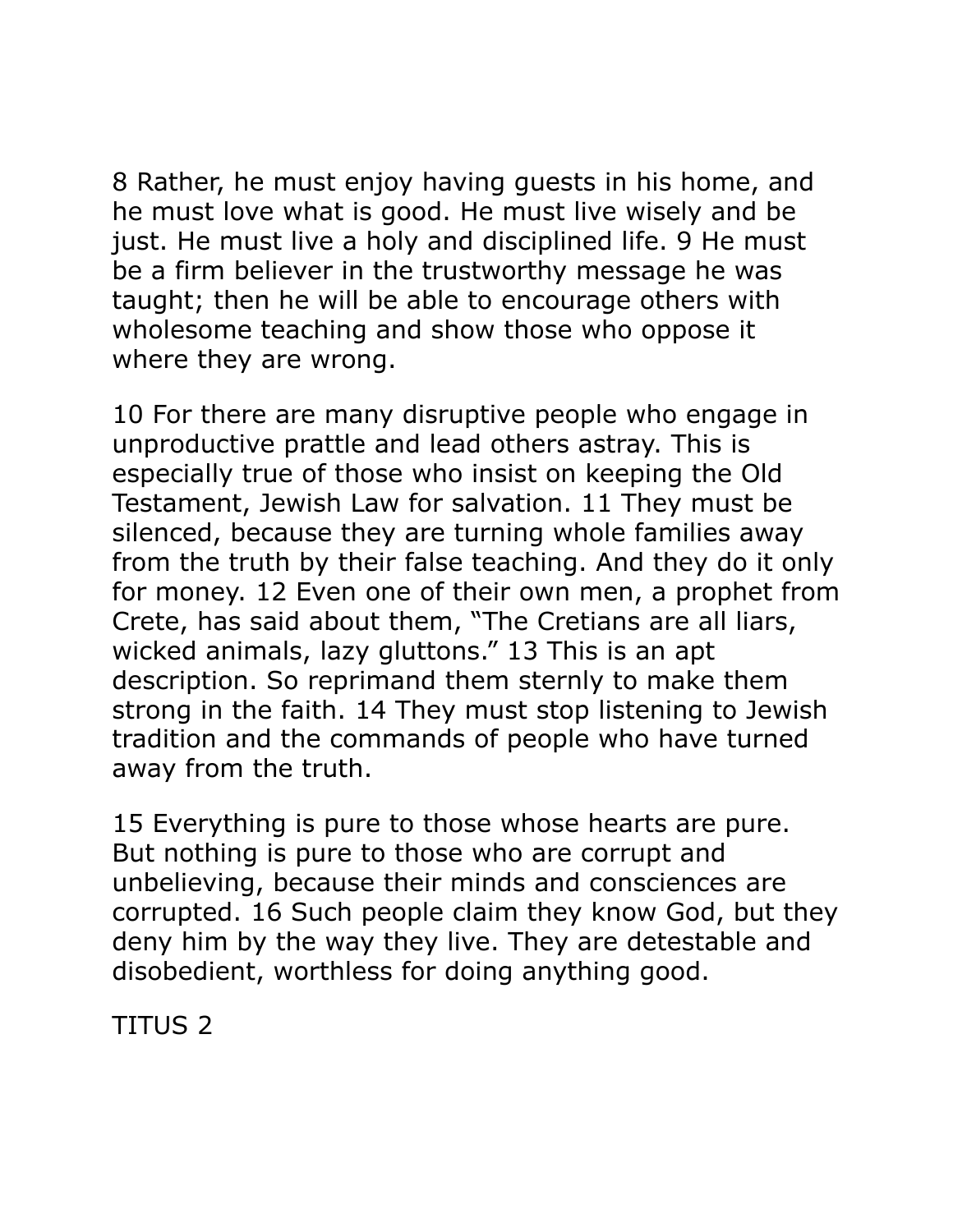8 Rather, he must enjoy having guests in his home, and he must love what is good. He must live wisely and be just. He must live a holy and disciplined life. 9 He must be a firm believer in the trustworthy message he was taught; then he will be able to encourage others with wholesome teaching and show those who oppose it where they are wrong.

10 For there are many disruptive people who engage in unproductive prattle and lead others astray. This is especially true of those who insist on keeping the Old Testament, Jewish Law for salvation. 11 They must be silenced, because they are turning whole families away from the truth by their false teaching. And they do it only for money. 12 Even one of their own men, a prophet from Crete, has said about them, "The Cretians are all liars, wicked animals, lazy gluttons." 13 This is an apt description. So reprimand them sternly to make them strong in the faith. 14 They must stop listening to Jewish tradition and the commands of people who have turned away from the truth.

15 Everything is pure to those whose hearts are pure. But nothing is pure to those who are corrupt and unbelieving, because their minds and consciences are corrupted. 16 Such people claim they know God, but they deny him by the way they live. They are detestable and disobedient, worthless for doing anything good.

TITUS 2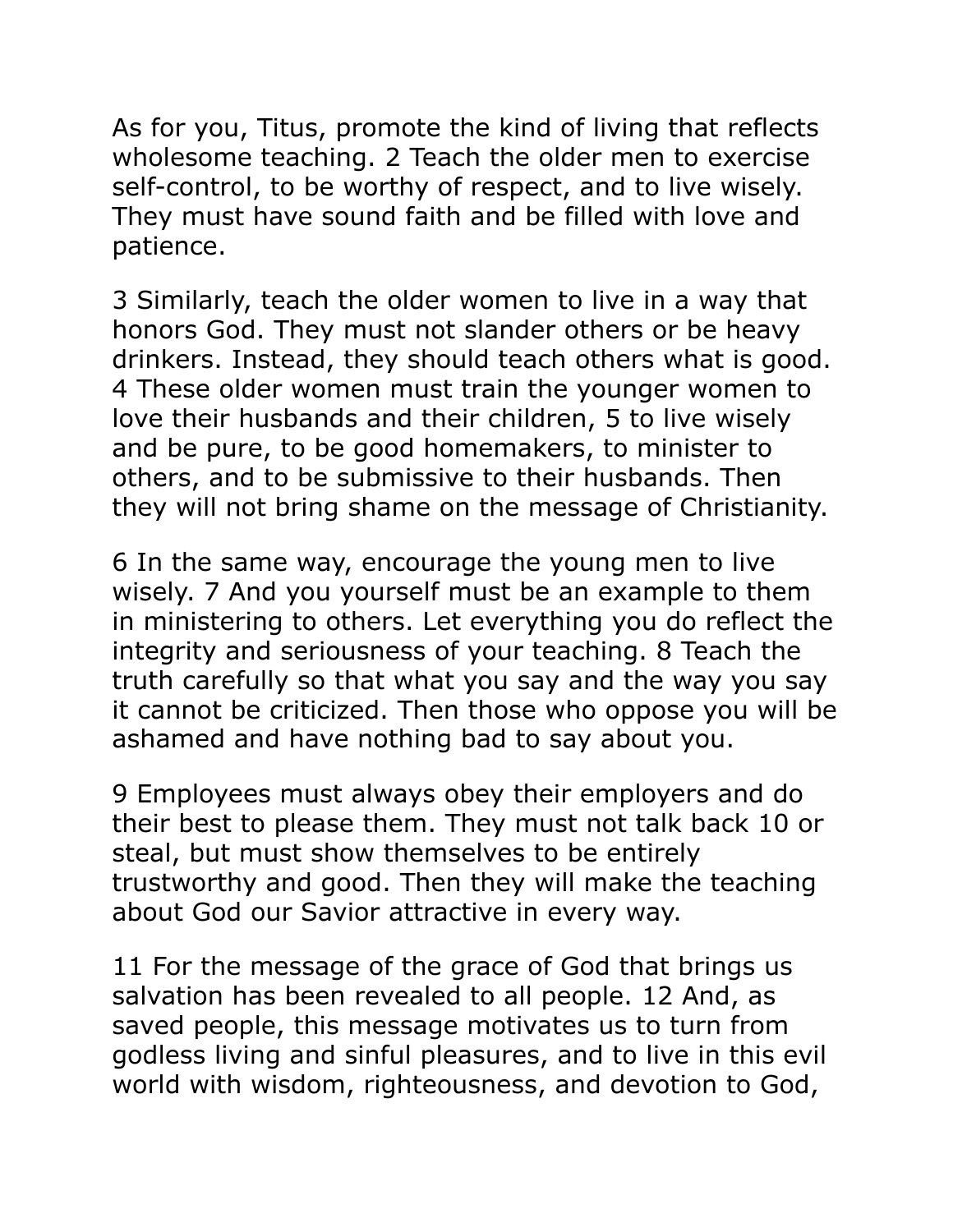As for you, Titus, promote the kind of living that reflects wholesome teaching. 2 Teach the older men to exercise self-control, to be worthy of respect, and to live wisely. They must have sound faith and be filled with love and patience.

3 Similarly, teach the older women to live in a way that honors God. They must not slander others or be heavy drinkers. Instead, they should teach others what is good. 4 These older women must train the younger women to love their husbands and their children, 5 to live wisely and be pure, to be good homemakers, to minister to others, and to be submissive to their husbands. Then they will not bring shame on the message of Christianity.

6 In the same way, encourage the young men to live wisely. 7 And you yourself must be an example to them in ministering to others. Let everything you do reflect the integrity and seriousness of your teaching. 8 Teach the truth carefully so that what you say and the way you say it cannot be criticized. Then those who oppose you will be ashamed and have nothing bad to say about you.

9 Employees must always obey their employers and do their best to please them. They must not talk back 10 or steal, but must show themselves to be entirely trustworthy and good. Then they will make the teaching about God our Savior attractive in every way.

11 For the message of the grace of God that brings us salvation has been revealed to all people. 12 And, as saved people, this message motivates us to turn from godless living and sinful pleasures, and to live in this evil world with wisdom, righteousness, and devotion to God,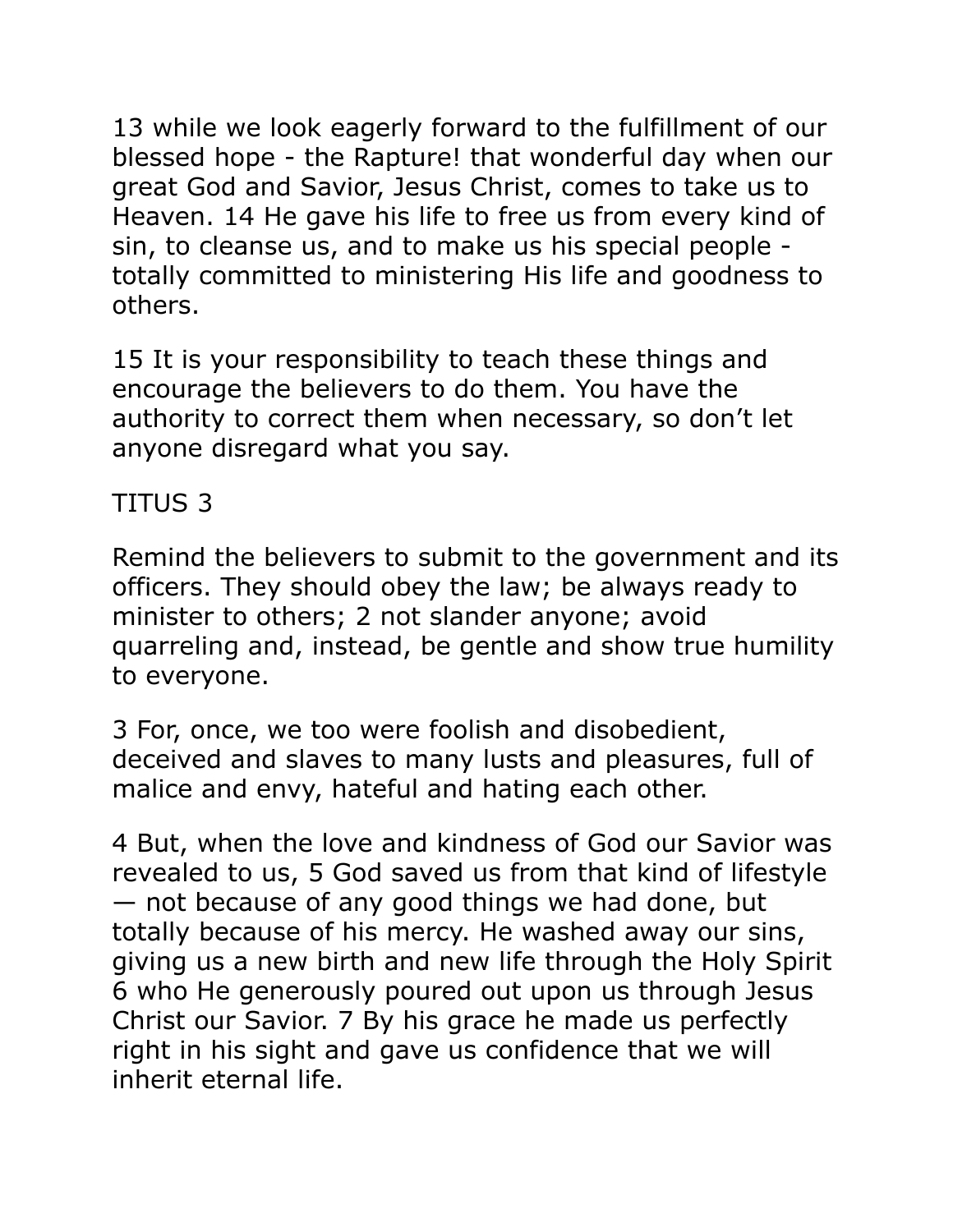13 while we look eagerly forward to the fulfillment of our blessed hope - the Rapture! that wonderful day when our great God and Savior, Jesus Christ, comes to take us to Heaven. 14 He gave his life to free us from every kind of sin, to cleanse us, and to make us his special people - totally committed to ministering His life and goodness to others.

15 It is your responsibility to teach these things and encourage the believers to do them. You have the authority to correct them when necessary, so don't let anyone disregard what you say.

TITUS 3

Remind the believers to submit to the government and its officers. They should obey the law; be always ready to minister to others; 2 not slander anyone; avoid quarreling and, instead, be gentle and show true humility to everyone.

3 For, once, we too were foolish and disobedient, deceived and slaves to many lusts and pleasures, full of malice and envy, hateful and hating each other.

4 But, when the love and kindness of God our Savior was revealed to us, 5 God saved us from that kind of lifestyle — not because of any good things we had done, but totally because of his mercy. He washed away our sins, giving us a new birth and new life through the Holy Spirit 6 who He generously poured out upon us through Jesus Christ our Savior. 7 By his grace he made us perfectly right in his sight and gave us confidence that we will inherit eternal life.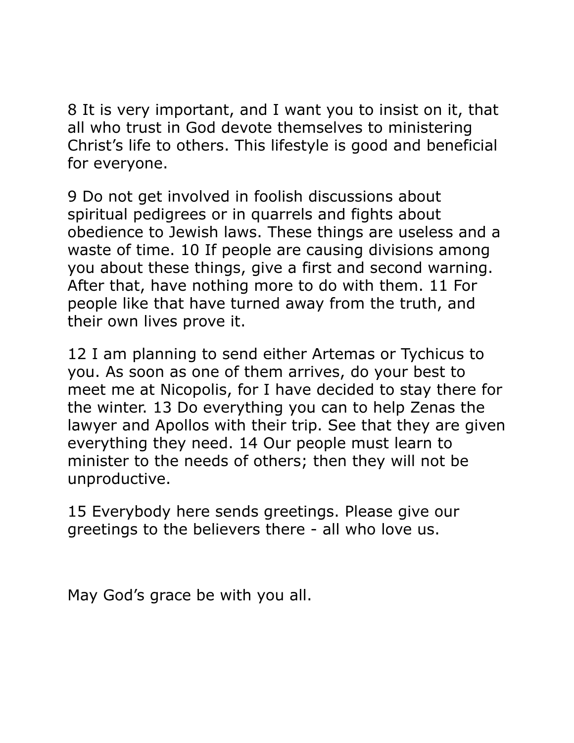8 It is very important, and I want you to insist on it, that all who trust in God devote themselves to ministering Christ's life to others. This lifestyle is good and beneficial for everyone.

9 Do not get involved in foolish discussions about spiritual pedigrees or in quarrels and fights about obedience to Jewish laws. These things are useless and a waste of time. 10 If people are causing divisions among you about these things, give a first and second warning. After that, have nothing more to do with them. 11 For people like that have turned away from the truth, and their own lives prove it.

12 I am planning to send either Artemas or Tychicus to you. As soon as one of them arrives, do your best to meet me at Nicopolis, for I have decided to stay there for the winter. 13 Do everything you can to help Zenas the lawyer and Apollos with their trip. See that they are given everything they need. 14 Our people must learn to minister to the needs of others; then they will not be unproductive.

15 Everybody here sends greetings. Please give our greetings to the believers there - all who love us.

May God's grace be with you all.